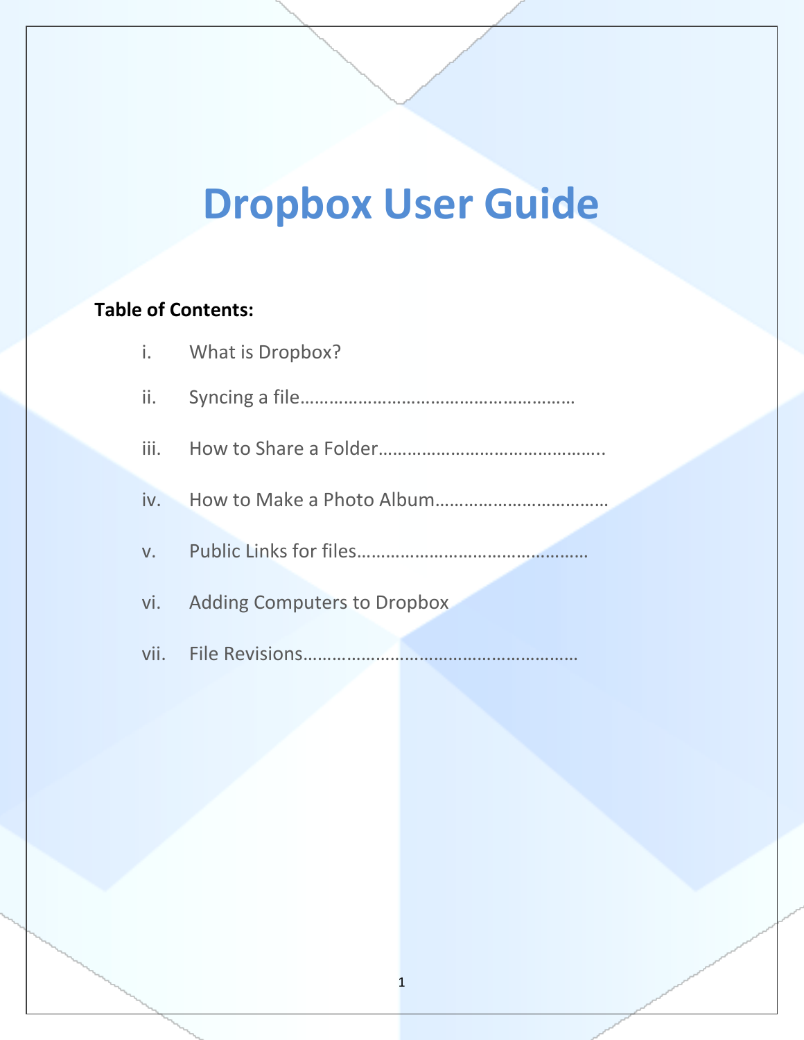# Dropbox User Guide

**Table of Contents:**

i. What is Dropbox?

ii. Syncing a file………………………………………………

iii. How to Share a Folder………………………………………..

iv. How to Make a Photo Album………………………………

v. Public Links for files…………………………………………

vi. Adding Computers to Dropbox

vii. File Revisions…………………………………………………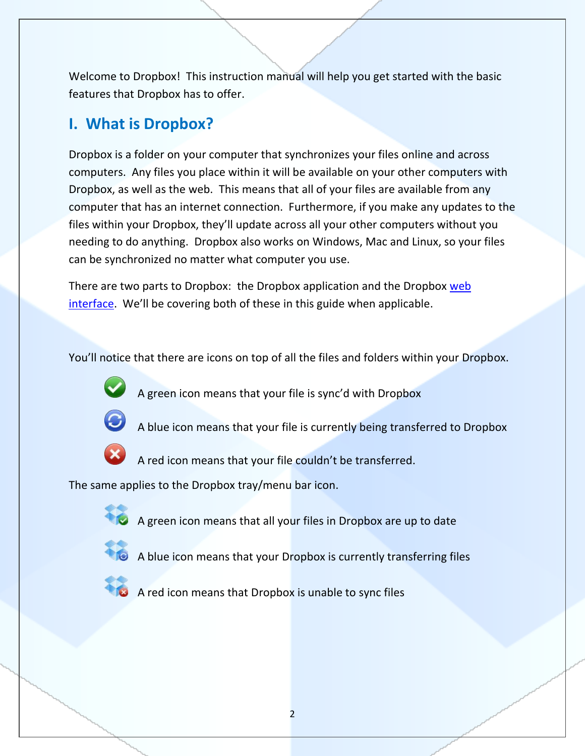Welcome to Dropbox! This instruction manual will help you get started with the basic features that Dropbox has to offer.

## I. What is Dropbox?

Dropbox is a folder on your computer that synchronizes your files online and across computers. Any files you place within it will be available on your other computers with Dropbox, as well as the web. This means that all of your files are available from any computer that has an internet connection. Furthermore, if you make any updates to the files within your Dropbox, they'll update across all your other computers without you needing to do anything. Dropbox also works on Windows, Mac and Linux, so your files can be synchronized no matter what computer you use.

There are two parts to Dropbox: the Dropbox application and the Dropbox web interface. We'll be covering both of these in this guide when applicable.

You'll notice that there are icons on top of all the files and folders within your Dropbox.

- A green icon means that your file is sync'd with Dropbox
- A blue icon means that your file is currently being transferred to Dropbox
- A red icon means that your file couldn't be transferred.

The same applies to the Dropbox tray/menu bar icon.

- A green icon means that all your files in Dropbox are up to date
- A blue icon means that your Dropbox is currently transferring files
- A red icon means that Dropbox is unable to sync files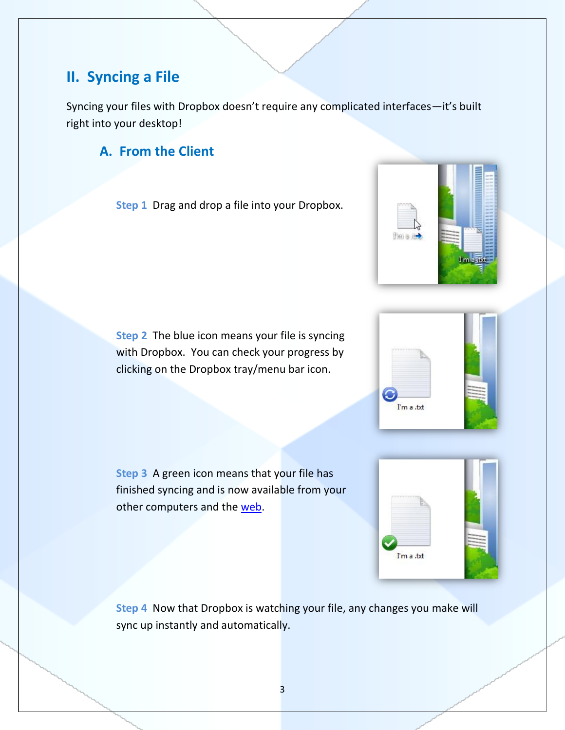## II. Syncing a File

Syncing your files with Dropbox doesn't require any complicated interfaces—it's built right into your desktop!

### A. From the Client

**Step 1** Drag and drop a file into your Dropbox.

**Step 2** The blue icon means your file is syncing with Dropbox. You can check your progress by clicking on the Dropbox tray/menu bar icon.

**Step 3** A green icon means that your file has finished syncing and is now available from your other computers and the [web](web).

**Step 4** Now that Dropbox is watching your file, any changes you make will sync up instantly and automatically.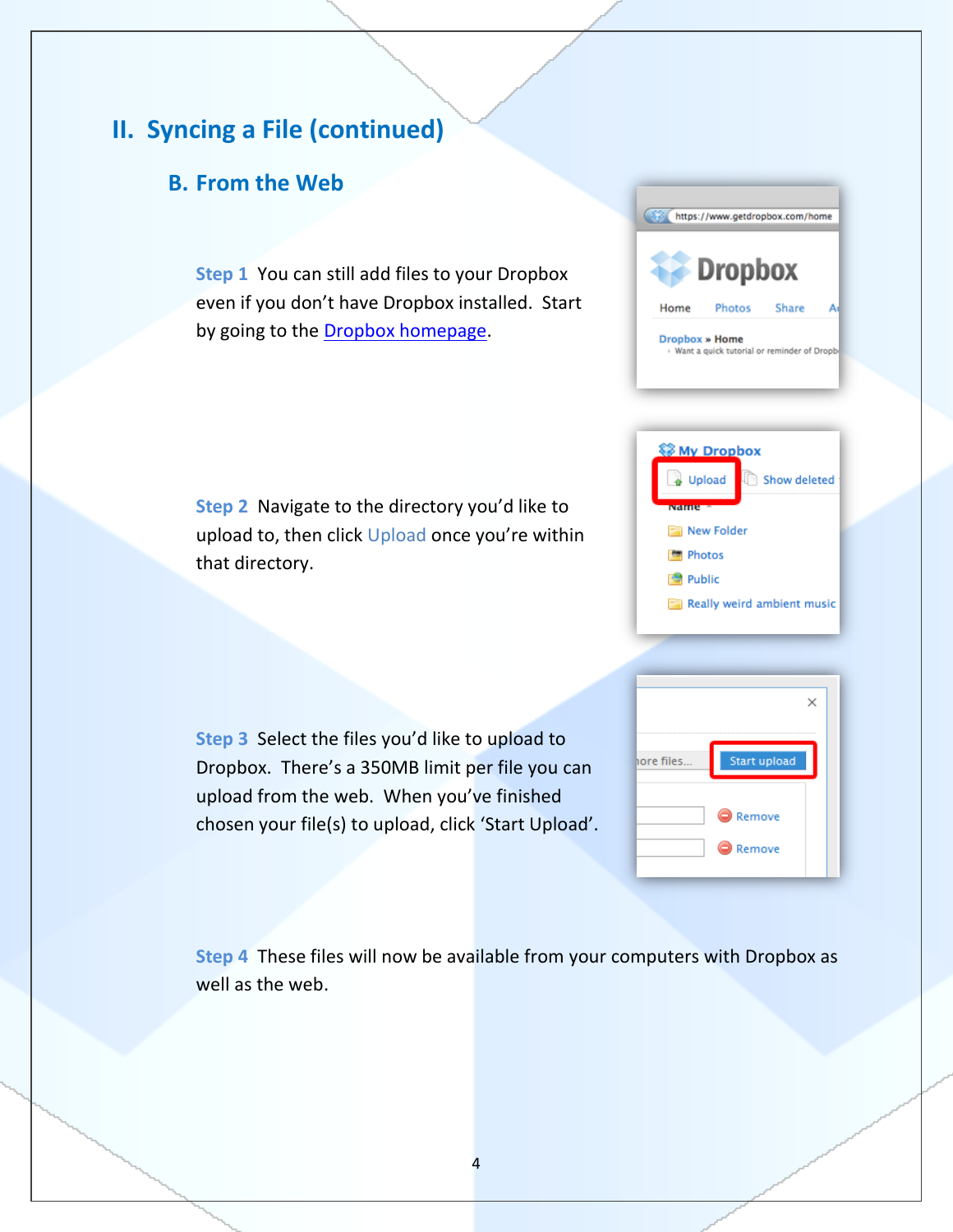## II. Syncing a File (continued)

### B. From the Web

**Step 1** You can still add files to your Dropbox even if you don't have Dropbox installed. Start by going to the [Dropbox homepage](https://www.getdropbox.com/home).

**Step 2** Navigate to the directory you'd like to upload to, then click Upload once you're within that directory.

**Step 3** Select the files you'd like to upload to Dropbox. There's a 350MB limit per file you can upload from the web. When you've finished chosen your file(s) to upload, click 'Start Upload'.

**Step 4** These files will now be available from your computers with Dropbox as well as the web.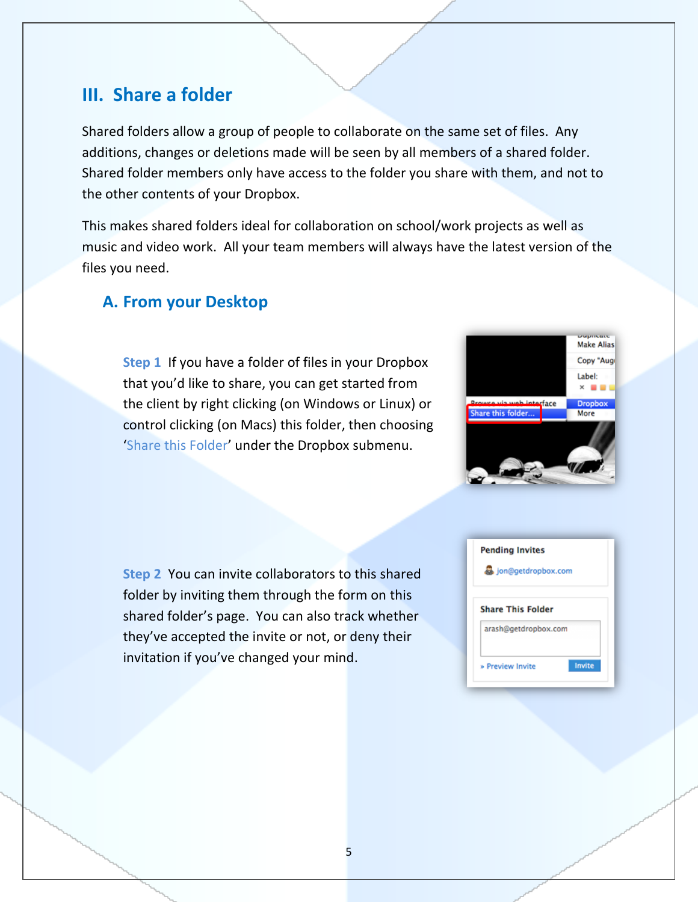## III. Share a folder

Shared folders allow a group of people to collaborate on the same set of files. Any additions, changes or deletions made will be seen by all members of a shared folder. Shared folder members only have access to the folder you share with them, and not to the other contents of your Dropbox.

This makes shared folders ideal for collaboration on school/work projects as well as music and video work. All your team members will always have the latest version of the files you need.

### A. From your Desktop

**Step 1** If you have a folder of files in your Dropbox that you'd like to share, you can get started from the client by right clicking (on Windows or Linux) or control clicking (on Macs) this folder, then choosing 'Share this Folder' under the Dropbox submenu.

**Step 2** You can invite collaborators to this shared folder by inviting them through the form on this shared folder's page. You can also track whether they've accepted the invite or not, or deny their invitation if you've changed your mind.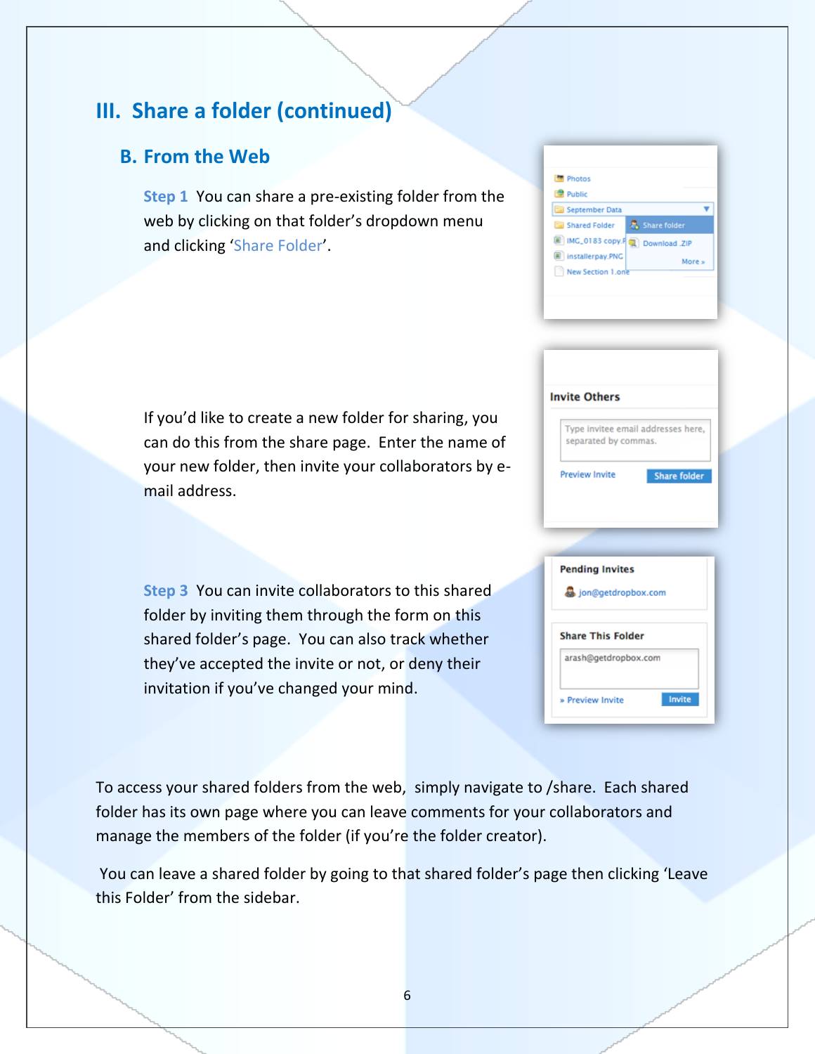## III. Share a folder (continued)

### B. From the Web

**Step 1** You can share a pre-existing folder from the web by clicking on that folder's dropdown menu and clicking 'Share Folder'.

If you'd like to create a new folder for sharing, you can do this from the share page. Enter the name of your new folder, then invite your collaborators by e-mail address.

**Step 3** You can invite collaborators to this shared folder by inviting them through the form on this shared folder's page. You can also track whether they've accepted the invite or not, or deny their invitation if you've changed your mind.

To access your shared folders from the web, simply navigate to /share. Each shared folder has its own page where you can leave comments for your collaborators and manage the members of the folder (if you're the folder creator).

You can leave a shared folder by going to that shared folder's page then clicking 'Leave this Folder' from the sidebar.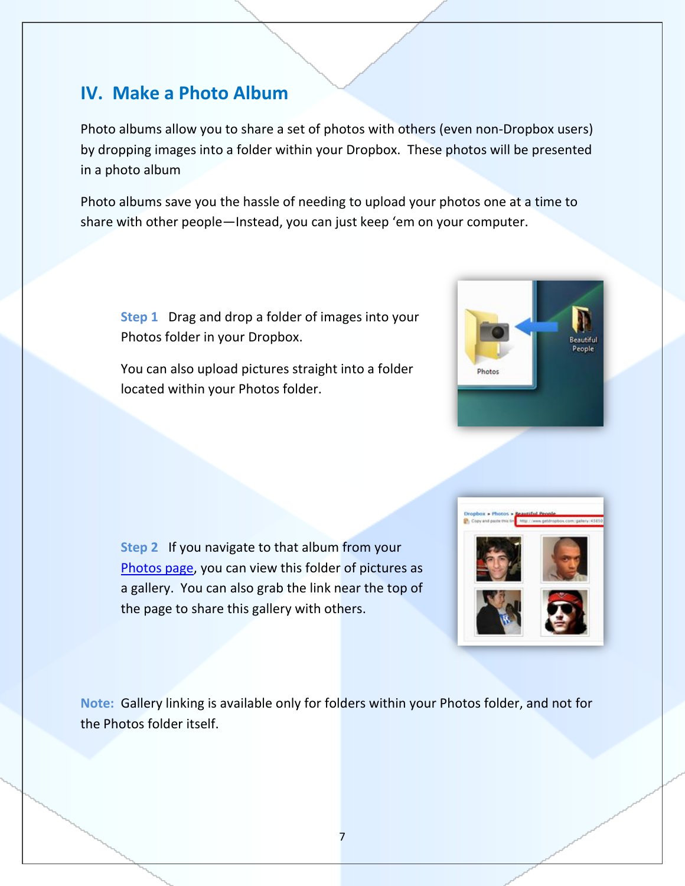## IV. Make a Photo Album

Photo albums allow you to share a set of photos with others (even non-Dropbox users) by dropping images into a folder within your Dropbox. These photos will be presented in a photo album

Photo albums save you the hassle of needing to upload your photos one at a time to share with other people—Instead, you can just keep 'em on your computer.

**Step 1** Drag and drop a folder of images into your Photos folder in your Dropbox.

You can also upload pictures straight into a folder located within your Photos folder.

**Step 2** If you navigate to that album from your [Photos page](), you can view this folder of pictures as a gallery. You can also grab the link near the top of the page to share this gallery with others.

**Note:** Gallery linking is available only for folders within your Photos folder, and not for the Photos folder itself.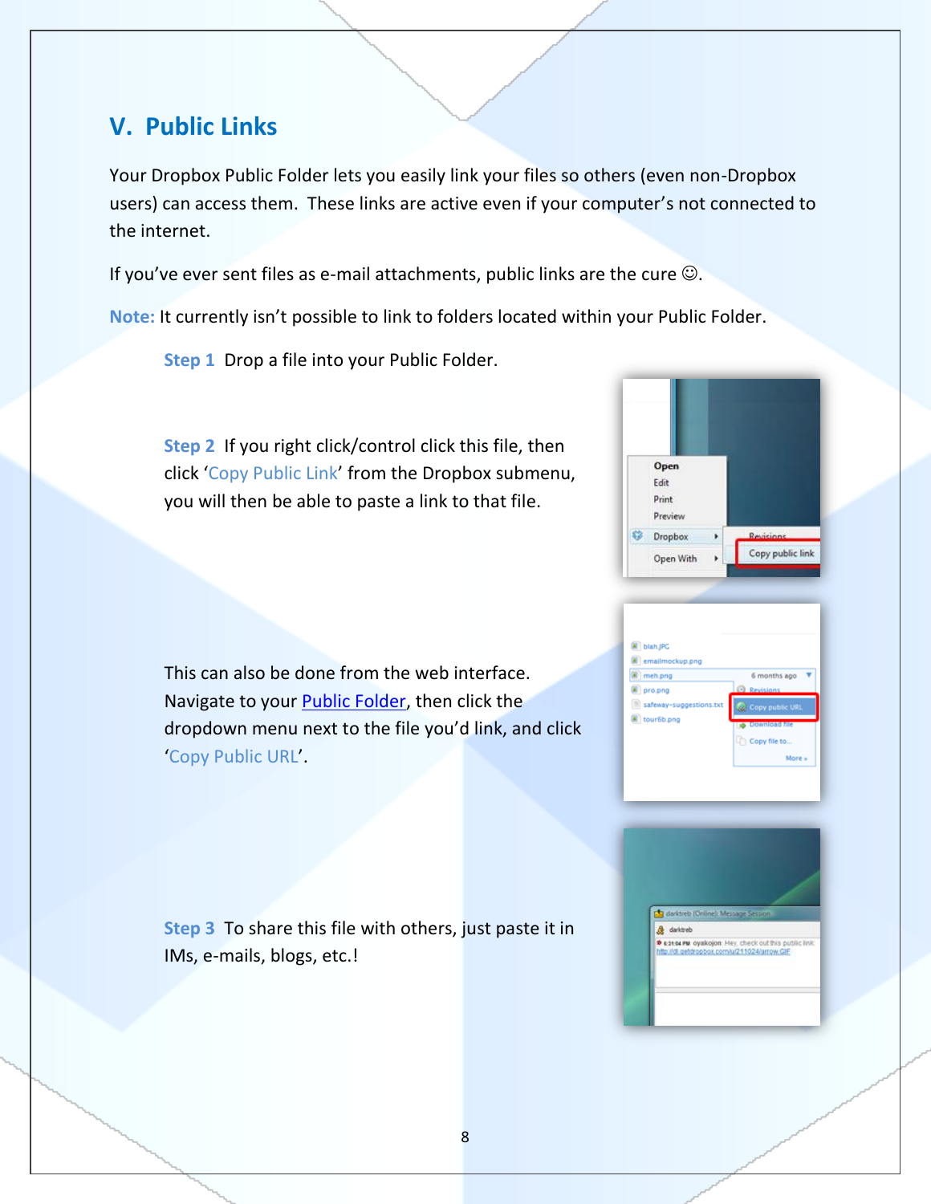## V. Public Links

Your Dropbox Public Folder lets you easily link your files so others (even non-Dropbox users) can access them. These links are active even if your computer's not connected to the internet.

If you've ever sent files as e-mail attachments, public links are the cure ☺.

**Note:** It currently isn't possible to link to folders located within your Public Folder.

**Step 1** Drop a file into your Public Folder.

**Step 2** If you right click/control click this file, then click 'Copy Public Link' from the Dropbox submenu, you will then be able to paste a link to that file.

This can also be done from the web interface. Navigate to your Public Folder, then click the dropdown menu next to the file you'd link, and click 'Copy Public URL'.

**Step 3** To share this file with others, just paste it in IMs, e-mails, blogs, etc.!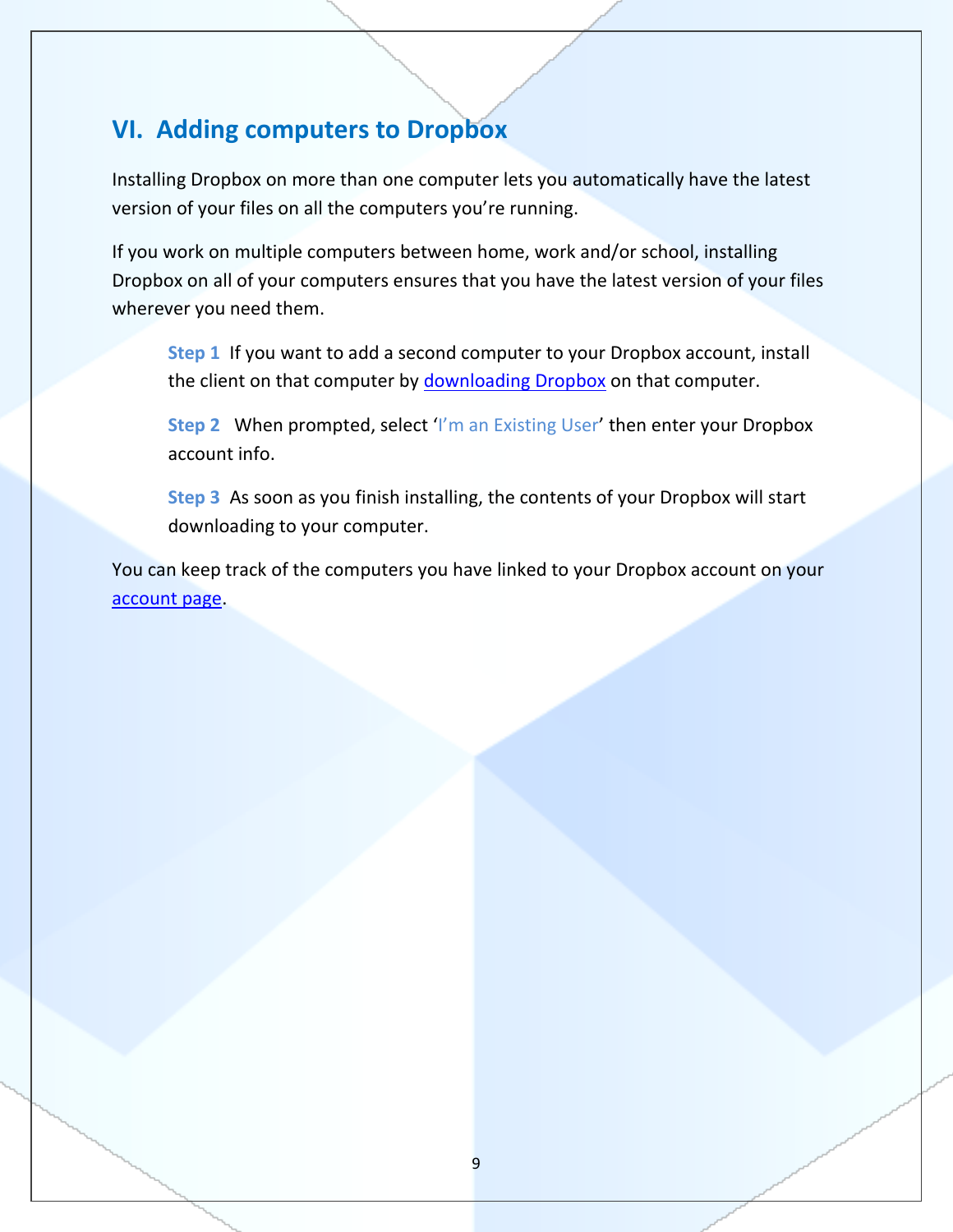## VI. Adding computers to Dropbox

Installing Dropbox on more than one computer lets you automatically have the latest version of your files on all the computers you're running.

If you work on multiple computers between home, work and/or school, installing Dropbox on all of your computers ensures that you have the latest version of your files wherever you need them.

> **Step 1** If you want to add a second computer to your Dropbox account, install the client on that computer by downloading Dropbox on that computer.
>
> **Step 2** When prompted, select 'I'm an Existing User' then enter your Dropbox account info.
>
> **Step 3** As soon as you finish installing, the contents of your Dropbox will start downloading to your computer.

You can keep track of the computers you have linked to your Dropbox account on your account page.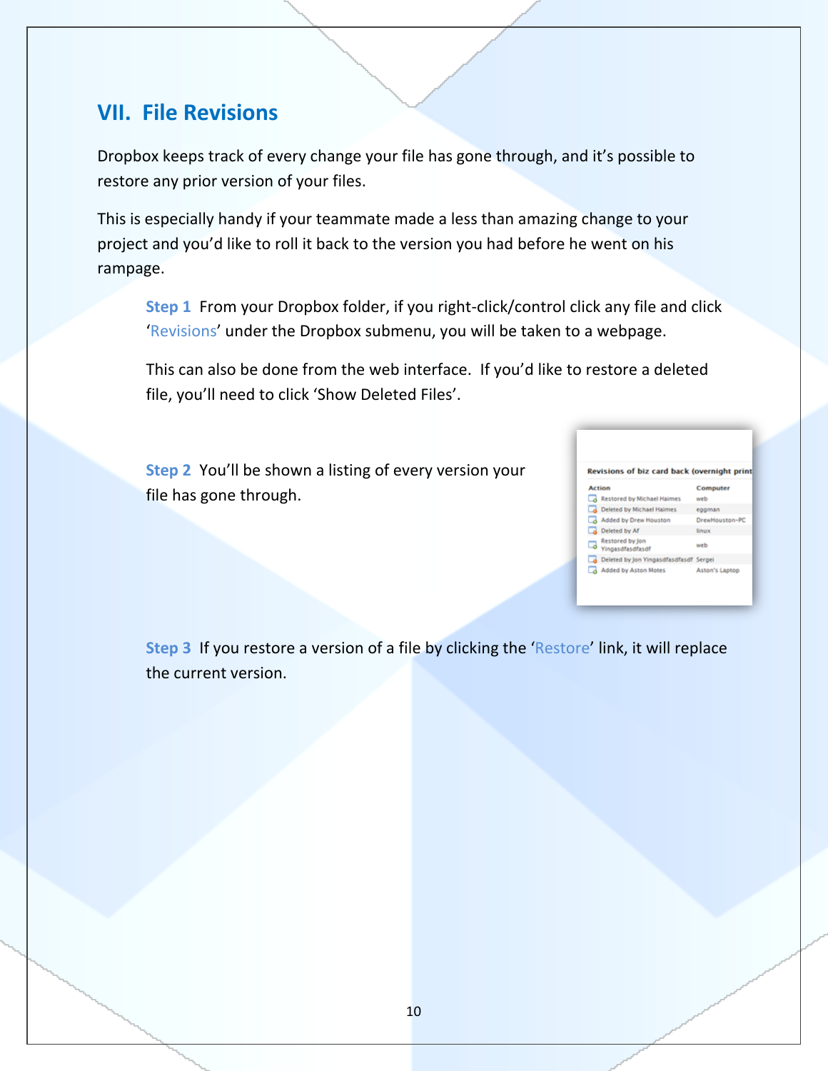## VII. File Revisions

Dropbox keeps track of every change your file has gone through, and it's possible to restore any prior version of your files.

This is especially handy if your teammate made a less than amazing change to your project and you'd like to roll it back to the version you had before he went on his rampage.

**Step 1** From your Dropbox folder, if you right-click/control click any file and click 'Revisions' under the Dropbox submenu, you will be taken to a webpage.

This can also be done from the web interface. If you'd like to restore a deleted file, you'll need to click 'Show Deleted Files'.

**Step 2** You'll be shown a listing of every version your file has gone through.

Revisions of biz card back (overnight print

| Action | Computer |
|---|---|
| Restored by Michael Haimes | web |
| Deleted by Michael Haimes | eggman |
| Added by Drew Houston | DrewHouston-PC |
| Deleted by Af | linux |
| Restored by Jon Yingasdfasdfasdf | web |
| Deleted by Jon Yingasdfasdfasdf | Sergei |
| Added by Aston Motes | Aston's Laptop |

**Step 3** If you restore a version of a file by clicking the 'Restore' link, it will replace the current version.